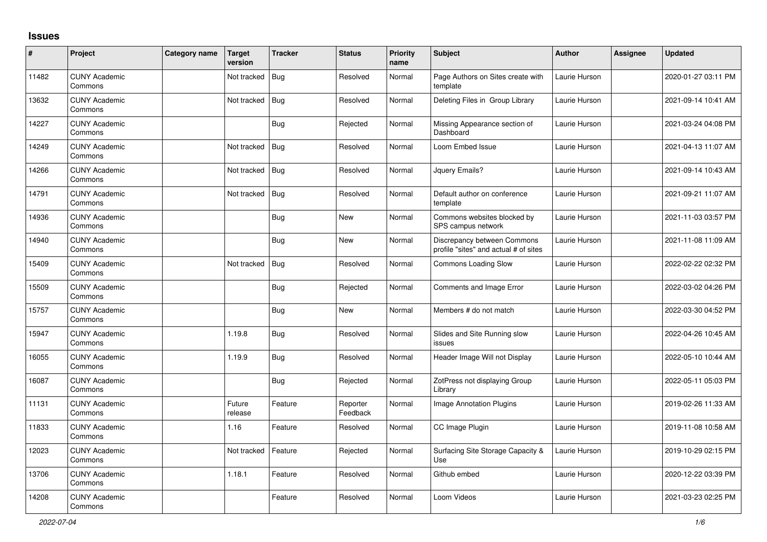# Issues

| # | Project | Category name | Target version | Tracker | Status | Priority name | Subject | Author | Assignee | Updated |
|---|---|---|---|---|---|---|---|---|---|---|
| 11482 | CUNY Academic Commons | | Not tracked | Bug | Resolved | Normal | Page Authors on Sites create with template | Laurie Hurson | | 2020-01-27 03:11 PM |
| 13632 | CUNY Academic Commons | | Not tracked | Bug | Resolved | Normal | Deleting Files in Group Library | Laurie Hurson | | 2021-09-14 10:41 AM |
| 14227 | CUNY Academic Commons | | | Bug | Rejected | Normal | Missing Appearance section of Dashboard | Laurie Hurson | | 2021-03-24 04:08 PM |
| 14249 | CUNY Academic Commons | | Not tracked | Bug | Resolved | Normal | Loom Embed Issue | Laurie Hurson | | 2021-04-13 11:07 AM |
| 14266 | CUNY Academic Commons | | Not tracked | Bug | Resolved | Normal | Jquery Emails? | Laurie Hurson | | 2021-09-14 10:43 AM |
| 14791 | CUNY Academic Commons | | Not tracked | Bug | Resolved | Normal | Default author on conference template | Laurie Hurson | | 2021-09-21 11:07 AM |
| 14936 | CUNY Academic Commons | | | Bug | New | Normal | Commons websites blocked by SPS campus network | Laurie Hurson | | 2021-11-03 03:57 PM |
| 14940 | CUNY Academic Commons | | | Bug | New | Normal | Discrepancy between Commons profile "sites" and actual # of sites | Laurie Hurson | | 2021-11-08 11:09 AM |
| 15409 | CUNY Academic Commons | | Not tracked | Bug | Resolved | Normal | Commons Loading Slow | Laurie Hurson | | 2022-02-22 02:32 PM |
| 15509 | CUNY Academic Commons | | | Bug | Rejected | Normal | Comments and Image Error | Laurie Hurson | | 2022-03-02 04:26 PM |
| 15757 | CUNY Academic Commons | | | Bug | New | Normal | Members # do not match | Laurie Hurson | | 2022-03-30 04:52 PM |
| 15947 | CUNY Academic Commons | | 1.19.8 | Bug | Resolved | Normal | Slides and Site Running slow issues | Laurie Hurson | | 2022-04-26 10:45 AM |
| 16055 | CUNY Academic Commons | | 1.19.9 | Bug | Resolved | Normal | Header Image Will not Display | Laurie Hurson | | 2022-05-10 10:44 AM |
| 16087 | CUNY Academic Commons | | | Bug | Rejected | Normal | ZotPress not displaying Group Library | Laurie Hurson | | 2022-05-11 05:03 PM |
| 11131 | CUNY Academic Commons | | Future release | Feature | Reporter Feedback | Normal | Image Annotation Plugins | Laurie Hurson | | 2019-02-26 11:33 AM |
| 11833 | CUNY Academic Commons | | 1.16 | Feature | Resolved | Normal | CC Image Plugin | Laurie Hurson | | 2019-11-08 10:58 AM |
| 12023 | CUNY Academic Commons | | Not tracked | Feature | Rejected | Normal | Surfacing Site Storage Capacity & Use | Laurie Hurson | | 2019-10-29 02:15 PM |
| 13706 | CUNY Academic Commons | | 1.18.1 | Feature | Resolved | Normal | Github embed | Laurie Hurson | | 2020-12-22 03:39 PM |
| 14208 | CUNY Academic Commons | | | Feature | Resolved | Normal | Loom Videos | Laurie Hurson | | 2021-03-23 02:25 PM |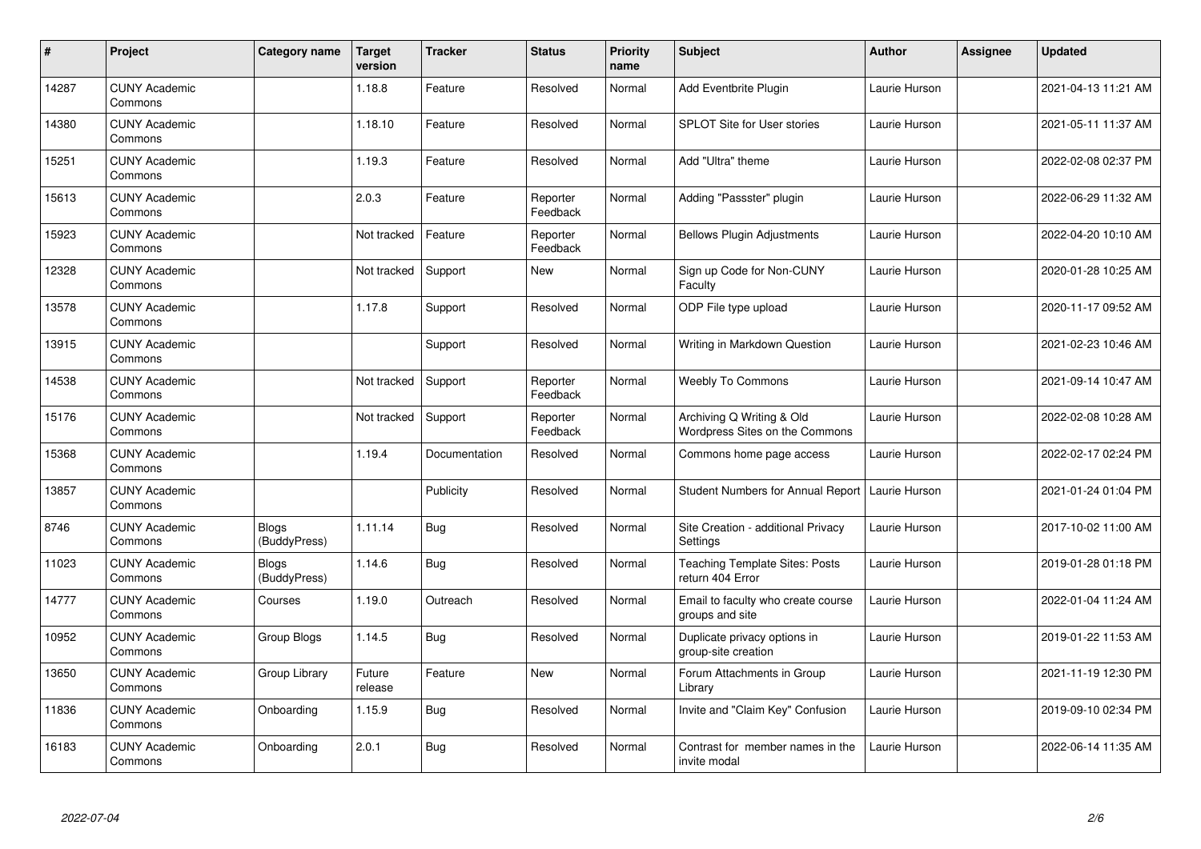| # | Project | Category name | Target version | Tracker | Status | Priority name | Subject | Author | Assignee | Updated |
|---|---|---|---|---|---|---|---|---|---|---|
| 14287 | CUNY Academic Commons | | 1.18.8 | Feature | Resolved | Normal | Add Eventbrite Plugin | Laurie Hurson | | 2021-04-13 11:21 AM |
| 14380 | CUNY Academic Commons | | 1.18.10 | Feature | Resolved | Normal | SPLOT Site for User stories | Laurie Hurson | | 2021-05-11 11:37 AM |
| 15251 | CUNY Academic Commons | | 1.19.3 | Feature | Resolved | Normal | Add "Ultra" theme | Laurie Hurson | | 2022-02-08 02:37 PM |
| 15613 | CUNY Academic Commons | | 2.0.3 | Feature | Reporter Feedback | Normal | Adding "Passster" plugin | Laurie Hurson | | 2022-06-29 11:32 AM |
| 15923 | CUNY Academic Commons | | Not tracked | Feature | Reporter Feedback | Normal | Bellows Plugin Adjustments | Laurie Hurson | | 2022-04-20 10:10 AM |
| 12328 | CUNY Academic Commons | | Not tracked | Support | New | Normal | Sign up Code for Non-CUNY Faculty | Laurie Hurson | | 2020-01-28 10:25 AM |
| 13578 | CUNY Academic Commons | | 1.17.8 | Support | Resolved | Normal | ODP File type upload | Laurie Hurson | | 2020-11-17 09:52 AM |
| 13915 | CUNY Academic Commons | | | Support | Resolved | Normal | Writing in Markdown Question | Laurie Hurson | | 2021-02-23 10:46 AM |
| 14538 | CUNY Academic Commons | | Not tracked | Support | Reporter Feedback | Normal | Weebly To Commons | Laurie Hurson | | 2021-09-14 10:47 AM |
| 15176 | CUNY Academic Commons | | Not tracked | Support | Reporter Feedback | Normal | Archiving Q Writing & Old Wordpress Sites on the Commons | Laurie Hurson | | 2022-02-08 10:28 AM |
| 15368 | CUNY Academic Commons | | 1.19.4 | Documentation | Resolved | Normal | Commons home page access | Laurie Hurson | | 2022-02-17 02:24 PM |
| 13857 | CUNY Academic Commons | | | Publicity | Resolved | Normal | Student Numbers for Annual Report | Laurie Hurson | | 2021-01-24 01:04 PM |
| 8746 | CUNY Academic Commons | Blogs (BuddyPress) | 1.11.14 | Bug | Resolved | Normal | Site Creation - additional Privacy Settings | Laurie Hurson | | 2017-10-02 11:00 AM |
| 11023 | CUNY Academic Commons | Blogs (BuddyPress) | 1.14.6 | Bug | Resolved | Normal | Teaching Template Sites: Posts return 404 Error | Laurie Hurson | | 2019-01-28 01:18 PM |
| 14777 | CUNY Academic Commons | Courses | 1.19.0 | Outreach | Resolved | Normal | Email to faculty who create course groups and site | Laurie Hurson | | 2022-01-04 11:24 AM |
| 10952 | CUNY Academic Commons | Group Blogs | 1.14.5 | Bug | Resolved | Normal | Duplicate privacy options in group-site creation | Laurie Hurson | | 2019-01-22 11:53 AM |
| 13650 | CUNY Academic Commons | Group Library | Future release | Feature | New | Normal | Forum Attachments in Group Library | Laurie Hurson | | 2021-11-19 12:30 PM |
| 11836 | CUNY Academic Commons | Onboarding | 1.15.9 | Bug | Resolved | Normal | Invite and "Claim Key" Confusion | Laurie Hurson | | 2019-09-10 02:34 PM |
| 16183 | CUNY Academic Commons | Onboarding | 2.0.1 | Bug | Resolved | Normal | Contrast for member names in the invite modal | Laurie Hurson | | 2022-06-14 11:35 AM |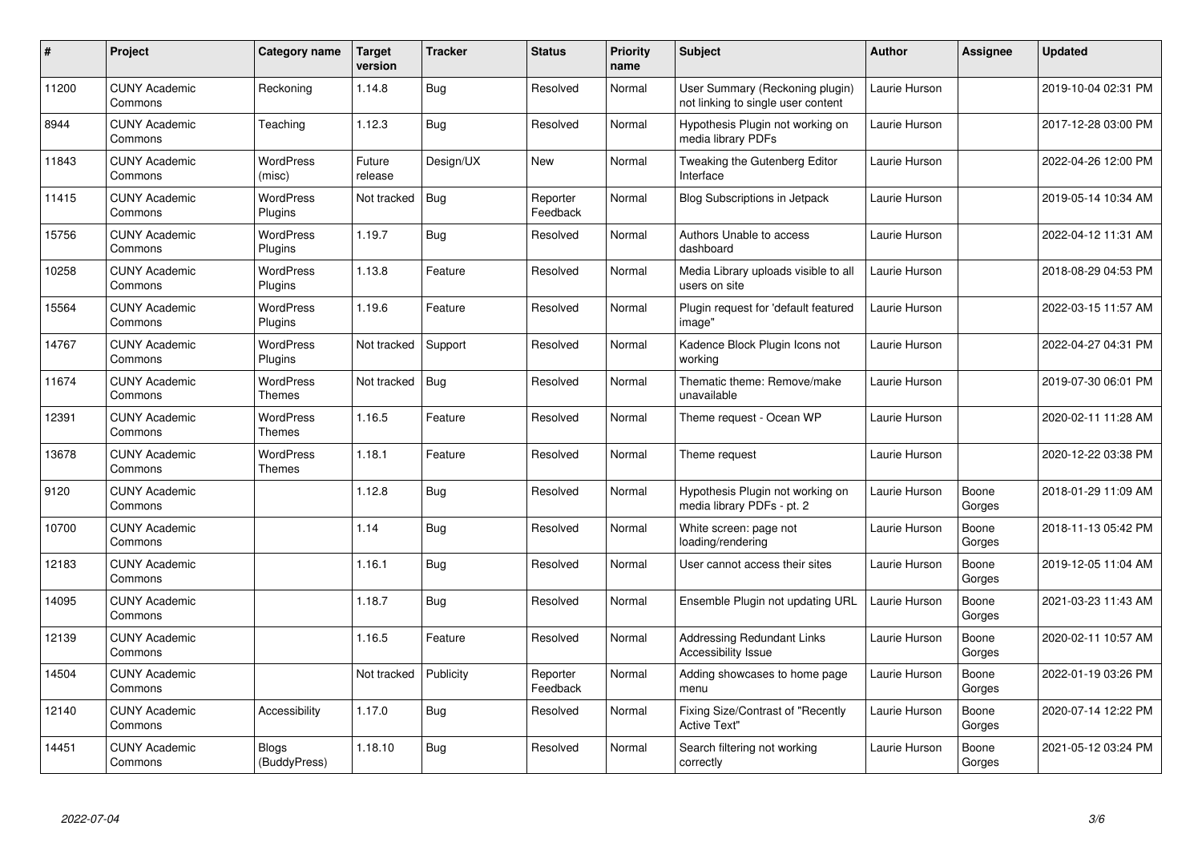| # | Project | Category name | Target version | Tracker | Status | Priority name | Subject | Author | Assignee | Updated |
|---|---|---|---|---|---|---|---|---|---|---|
| 11200 | CUNY Academic Commons | Reckoning | 1.14.8 | Bug | Resolved | Normal | User Summary (Reckoning plugin) not linking to single user content | Laurie Hurson | | 2019-10-04 02:31 PM |
| 8944 | CUNY Academic Commons | Teaching | 1.12.3 | Bug | Resolved | Normal | Hypothesis Plugin not working on media library PDFs | Laurie Hurson | | 2017-12-28 03:00 PM |
| 11843 | CUNY Academic Commons | WordPress (misc) | Future release | Design/UX | New | Normal | Tweaking the Gutenberg Editor Interface | Laurie Hurson | | 2022-04-26 12:00 PM |
| 11415 | CUNY Academic Commons | WordPress Plugins | Not tracked | Bug | Reporter Feedback | Normal | Blog Subscriptions in Jetpack | Laurie Hurson | | 2019-05-14 10:34 AM |
| 15756 | CUNY Academic Commons | WordPress Plugins | 1.19.7 | Bug | Resolved | Normal | Authors Unable to access dashboard | Laurie Hurson | | 2022-04-12 11:31 AM |
| 10258 | CUNY Academic Commons | WordPress Plugins | 1.13.8 | Feature | Resolved | Normal | Media Library uploads visible to all users on site | Laurie Hurson | | 2018-08-29 04:53 PM |
| 15564 | CUNY Academic Commons | WordPress Plugins | 1.19.6 | Feature | Resolved | Normal | Plugin request for 'default featured image" | Laurie Hurson | | 2022-03-15 11:57 AM |
| 14767 | CUNY Academic Commons | WordPress Plugins | Not tracked | Support | Resolved | Normal | Kadence Block Plugin Icons not working | Laurie Hurson | | 2022-04-27 04:31 PM |
| 11674 | CUNY Academic Commons | WordPress Themes | Not tracked | Bug | Resolved | Normal | Thematic theme: Remove/make unavailable | Laurie Hurson | | 2019-07-30 06:01 PM |
| 12391 | CUNY Academic Commons | WordPress Themes | 1.16.5 | Feature | Resolved | Normal | Theme request - Ocean WP | Laurie Hurson | | 2020-02-11 11:28 AM |
| 13678 | CUNY Academic Commons | WordPress Themes | 1.18.1 | Feature | Resolved | Normal | Theme request | Laurie Hurson | | 2020-12-22 03:38 PM |
| 9120 | CUNY Academic Commons | | 1.12.8 | Bug | Resolved | Normal | Hypothesis Plugin not working on media library PDFs - pt. 2 | Laurie Hurson | Boone Gorges | 2018-01-29 11:09 AM |
| 10700 | CUNY Academic Commons | | 1.14 | Bug | Resolved | Normal | White screen: page not loading/rendering | Laurie Hurson | Boone Gorges | 2018-11-13 05:42 PM |
| 12183 | CUNY Academic Commons | | 1.16.1 | Bug | Resolved | Normal | User cannot access their sites | Laurie Hurson | Boone Gorges | 2019-12-05 11:04 AM |
| 14095 | CUNY Academic Commons | | 1.18.7 | Bug | Resolved | Normal | Ensemble Plugin not updating URL | Laurie Hurson | Boone Gorges | 2021-03-23 11:43 AM |
| 12139 | CUNY Academic Commons | | 1.16.5 | Feature | Resolved | Normal | Addressing Redundant Links Accessibility Issue | Laurie Hurson | Boone Gorges | 2020-02-11 10:57 AM |
| 14504 | CUNY Academic Commons | | Not tracked | Publicity | Reporter Feedback | Normal | Adding showcases to home page menu | Laurie Hurson | Boone Gorges | 2022-01-19 03:26 PM |
| 12140 | CUNY Academic Commons | Accessibility | 1.17.0 | Bug | Resolved | Normal | Fixing Size/Contrast of "Recently Active Text" | Laurie Hurson | Boone Gorges | 2020-07-14 12:22 PM |
| 14451 | CUNY Academic Commons | Blogs (BuddyPress) | 1.18.10 | Bug | Resolved | Normal | Search filtering not working correctly | Laurie Hurson | Boone Gorges | 2021-05-12 03:24 PM |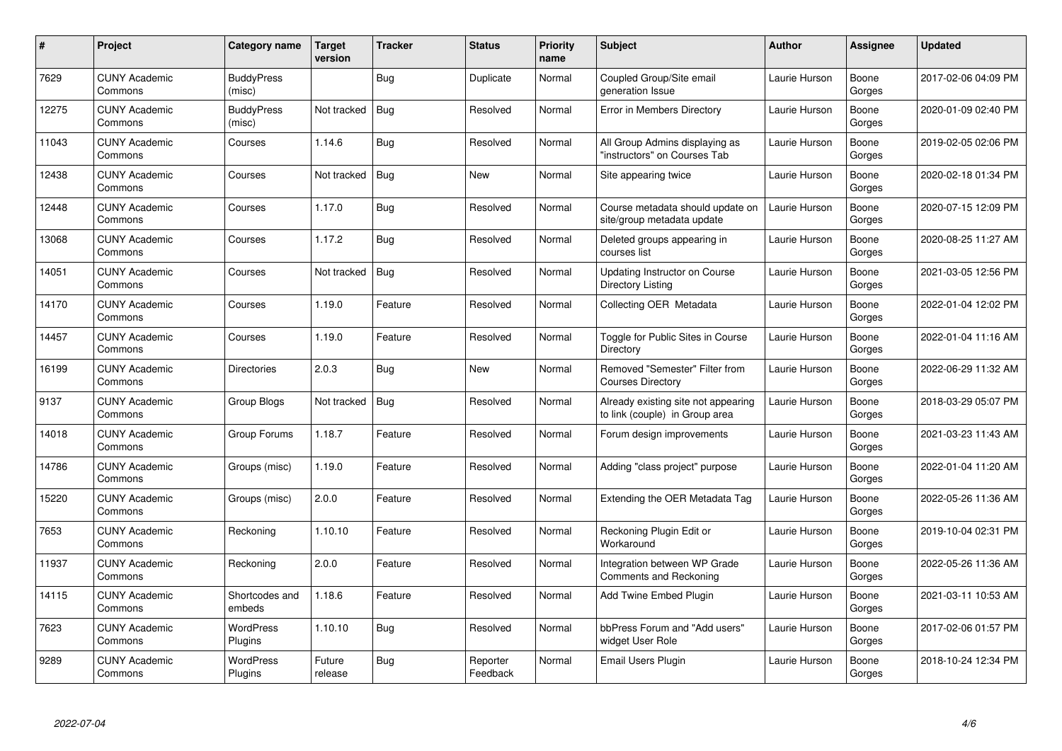| # | Project | Category name | Target version | Tracker | Status | Priority name | Subject | Author | Assignee | Updated |
|---|---|---|---|---|---|---|---|---|---|---|
| 7629 | CUNY Academic Commons | BuddyPress (misc) | | Bug | Duplicate | Normal | Coupled Group/Site email generation Issue | Laurie Hurson | Boone Gorges | 2017-02-06 04:09 PM |
| 12275 | CUNY Academic Commons | BuddyPress (misc) | Not tracked | Bug | Resolved | Normal | Error in Members Directory | Laurie Hurson | Boone Gorges | 2020-01-09 02:40 PM |
| 11043 | CUNY Academic Commons | Courses | 1.14.6 | Bug | Resolved | Normal | All Group Admins displaying as "instructors" on Courses Tab | Laurie Hurson | Boone Gorges | 2019-02-05 02:06 PM |
| 12438 | CUNY Academic Commons | Courses | Not tracked | Bug | New | Normal | Site appearing twice | Laurie Hurson | Boone Gorges | 2020-02-18 01:34 PM |
| 12448 | CUNY Academic Commons | Courses | 1.17.0 | Bug | Resolved | Normal | Course metadata should update on site/group metadata update | Laurie Hurson | Boone Gorges | 2020-07-15 12:09 PM |
| 13068 | CUNY Academic Commons | Courses | 1.17.2 | Bug | Resolved | Normal | Deleted groups appearing in courses list | Laurie Hurson | Boone Gorges | 2020-08-25 11:27 AM |
| 14051 | CUNY Academic Commons | Courses | Not tracked | Bug | Resolved | Normal | Updating Instructor on Course Directory Listing | Laurie Hurson | Boone Gorges | 2021-03-05 12:56 PM |
| 14170 | CUNY Academic Commons | Courses | 1.19.0 | Feature | Resolved | Normal | Collecting OER Metadata | Laurie Hurson | Boone Gorges | 2022-01-04 12:02 PM |
| 14457 | CUNY Academic Commons | Courses | 1.19.0 | Feature | Resolved | Normal | Toggle for Public Sites in Course Directory | Laurie Hurson | Boone Gorges | 2022-01-04 11:16 AM |
| 16199 | CUNY Academic Commons | Directories | 2.0.3 | Bug | New | Normal | Removed "Semester" Filter from Courses Directory | Laurie Hurson | Boone Gorges | 2022-06-29 11:32 AM |
| 9137 | CUNY Academic Commons | Group Blogs | Not tracked | Bug | Resolved | Normal | Already existing site not appearing to link (couple) in Group area | Laurie Hurson | Boone Gorges | 2018-03-29 05:07 PM |
| 14018 | CUNY Academic Commons | Group Forums | 1.18.7 | Feature | Resolved | Normal | Forum design improvements | Laurie Hurson | Boone Gorges | 2021-03-23 11:43 AM |
| 14786 | CUNY Academic Commons | Groups (misc) | 1.19.0 | Feature | Resolved | Normal | Adding "class project" purpose | Laurie Hurson | Boone Gorges | 2022-01-04 11:20 AM |
| 15220 | CUNY Academic Commons | Groups (misc) | 2.0.0 | Feature | Resolved | Normal | Extending the OER Metadata Tag | Laurie Hurson | Boone Gorges | 2022-05-26 11:36 AM |
| 7653 | CUNY Academic Commons | Reckoning | 1.10.10 | Feature | Resolved | Normal | Reckoning Plugin Edit or Workaround | Laurie Hurson | Boone Gorges | 2019-10-04 02:31 PM |
| 11937 | CUNY Academic Commons | Reckoning | 2.0.0 | Feature | Resolved | Normal | Integration between WP Grade Comments and Reckoning | Laurie Hurson | Boone Gorges | 2022-05-26 11:36 AM |
| 14115 | CUNY Academic Commons | Shortcodes and embeds | 1.18.6 | Feature | Resolved | Normal | Add Twine Embed Plugin | Laurie Hurson | Boone Gorges | 2021-03-11 10:53 AM |
| 7623 | CUNY Academic Commons | WordPress Plugins | 1.10.10 | Bug | Resolved | Normal | bbPress Forum and "Add users" widget User Role | Laurie Hurson | Boone Gorges | 2017-02-06 01:57 PM |
| 9289 | CUNY Academic Commons | WordPress Plugins | Future release | Bug | Reporter Feedback | Normal | Email Users Plugin | Laurie Hurson | Boone Gorges | 2018-10-24 12:34 PM |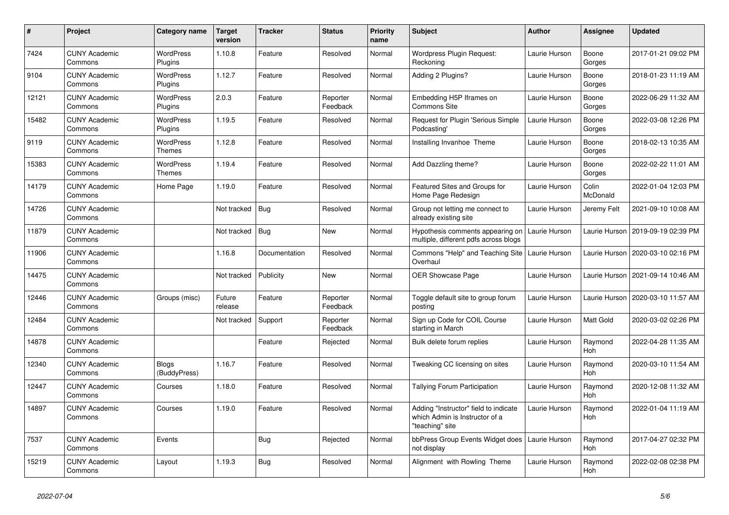| # | Project | Category name | Target version | Tracker | Status | Priority name | Subject | Author | Assignee | Updated |
|---|---|---|---|---|---|---|---|---|---|---|
| 7424 | CUNY Academic Commons | WordPress Plugins | 1.10.8 | Feature | Resolved | Normal | Wordpress Plugin Request: Reckoning | Laurie Hurson | Boone Gorges | 2017-01-21 09:02 PM |
| 9104 | CUNY Academic Commons | WordPress Plugins | 1.12.7 | Feature | Resolved | Normal | Adding 2 Plugins? | Laurie Hurson | Boone Gorges | 2018-01-23 11:19 AM |
| 12121 | CUNY Academic Commons | WordPress Plugins | 2.0.3 | Feature | Reporter Feedback | Normal | Embedding H5P Iframes on Commons Site | Laurie Hurson | Boone Gorges | 2022-06-29 11:32 AM |
| 15482 | CUNY Academic Commons | WordPress Plugins | 1.19.5 | Feature | Resolved | Normal | Request for Plugin 'Serious Simple Podcasting' | Laurie Hurson | Boone Gorges | 2022-03-08 12:26 PM |
| 9119 | CUNY Academic Commons | WordPress Themes | 1.12.8 | Feature | Resolved | Normal | Installing Invanhoe Theme | Laurie Hurson | Boone Gorges | 2018-02-13 10:35 AM |
| 15383 | CUNY Academic Commons | WordPress Themes | 1.19.4 | Feature | Resolved | Normal | Add Dazzling theme? | Laurie Hurson | Boone Gorges | 2022-02-22 11:01 AM |
| 14179 | CUNY Academic Commons | Home Page | 1.19.0 | Feature | Resolved | Normal | Featured Sites and Groups for Home Page Redesign | Laurie Hurson | Colin McDonald | 2022-01-04 12:03 PM |
| 14726 | CUNY Academic Commons | | Not tracked | Bug | Resolved | Normal | Group not letting me connect to already existing site | Laurie Hurson | Jeremy Felt | 2021-09-10 10:08 AM |
| 11879 | CUNY Academic Commons | | Not tracked | Bug | New | Normal | Hypothesis comments appearing on multiple, different pdfs across blogs | Laurie Hurson | Laurie Hurson | 2019-09-19 02:39 PM |
| 11906 | CUNY Academic Commons | | 1.16.8 | Documentation | Resolved | Normal | Commons "Help" and Teaching Site Overhaul | Laurie Hurson | Laurie Hurson | 2020-03-10 02:16 PM |
| 14475 | CUNY Academic Commons | | Not tracked | Publicity | New | Normal | OER Showcase Page | Laurie Hurson | Laurie Hurson | 2021-09-14 10:46 AM |
| 12446 | CUNY Academic Commons | Groups (misc) | Future release | Feature | Reporter Feedback | Normal | Toggle default site to group forum posting | Laurie Hurson | Laurie Hurson | 2020-03-10 11:57 AM |
| 12484 | CUNY Academic Commons | | Not tracked | Support | Reporter Feedback | Normal | Sign up Code for COIL Course starting in March | Laurie Hurson | Matt Gold | 2020-03-02 02:26 PM |
| 14878 | CUNY Academic Commons | | | Feature | Rejected | Normal | Bulk delete forum replies | Laurie Hurson | Raymond Hoh | 2022-04-28 11:35 AM |
| 12340 | CUNY Academic Commons | Blogs (BuddyPress) | 1.16.7 | Feature | Resolved | Normal | Tweaking CC licensing on sites | Laurie Hurson | Raymond Hoh | 2020-03-10 11:54 AM |
| 12447 | CUNY Academic Commons | Courses | 1.18.0 | Feature | Resolved | Normal | Tallying Forum Participation | Laurie Hurson | Raymond Hoh | 2020-12-08 11:32 AM |
| 14897 | CUNY Academic Commons | Courses | 1.19.0 | Feature | Resolved | Normal | Adding "Instructor" field to indicate which Admin is Instructor of a "teaching" site | Laurie Hurson | Raymond Hoh | 2022-01-04 11:19 AM |
| 7537 | CUNY Academic Commons | Events | | Bug | Rejected | Normal | bbPress Group Events Widget does not display | Laurie Hurson | Raymond Hoh | 2017-04-27 02:32 PM |
| 15219 | CUNY Academic Commons | Layout | 1.19.3 | Bug | Resolved | Normal | Alignment with Rowling Theme | Laurie Hurson | Raymond Hoh | 2022-02-08 02:38 PM |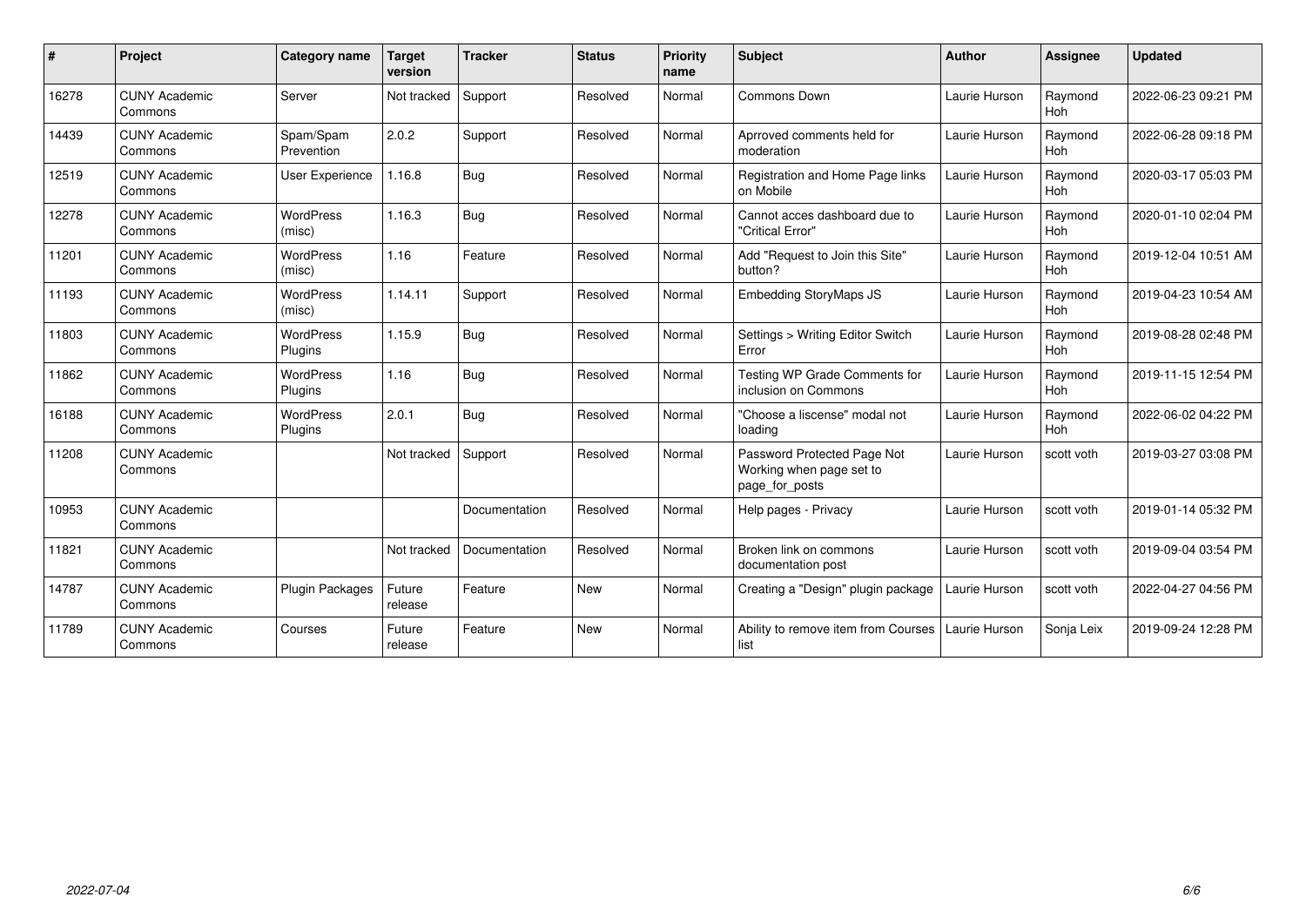| # | Project | Category name | Target version | Tracker | Status | Priority name | Subject | Author | Assignee | Updated |
|---|---|---|---|---|---|---|---|---|---|---|
| 16278 | CUNY Academic Commons | Server | Not tracked | Support | Resolved | Normal | Commons Down | Laurie Hurson | Raymond Hoh | 2022-06-23 09:21 PM |
| 14439 | CUNY Academic Commons | Spam/Spam Prevention | 2.0.2 | Support | Resolved | Normal | Aprroved comments held for moderation | Laurie Hurson | Raymond Hoh | 2022-06-28 09:18 PM |
| 12519 | CUNY Academic Commons | User Experience | 1.16.8 | Bug | Resolved | Normal | Registration and Home Page links on Mobile | Laurie Hurson | Raymond Hoh | 2020-03-17 05:03 PM |
| 12278 | CUNY Academic Commons | WordPress (misc) | 1.16.3 | Bug | Resolved | Normal | Cannot acces dashboard due to "Critical Error" | Laurie Hurson | Raymond Hoh | 2020-01-10 02:04 PM |
| 11201 | CUNY Academic Commons | WordPress (misc) | 1.16 | Feature | Resolved | Normal | Add "Request to Join this Site" button? | Laurie Hurson | Raymond Hoh | 2019-12-04 10:51 AM |
| 11193 | CUNY Academic Commons | WordPress (misc) | 1.14.11 | Support | Resolved | Normal | Embedding StoryMaps JS | Laurie Hurson | Raymond Hoh | 2019-04-23 10:54 AM |
| 11803 | CUNY Academic Commons | WordPress Plugins | 1.15.9 | Bug | Resolved | Normal | Settings > Writing Editor Switch Error | Laurie Hurson | Raymond Hoh | 2019-08-28 02:48 PM |
| 11862 | CUNY Academic Commons | WordPress Plugins | 1.16 | Bug | Resolved | Normal | Testing WP Grade Comments for inclusion on Commons | Laurie Hurson | Raymond Hoh | 2019-11-15 12:54 PM |
| 16188 | CUNY Academic Commons | WordPress Plugins | 2.0.1 | Bug | Resolved | Normal | "Choose a liscense" modal not loading | Laurie Hurson | Raymond Hoh | 2022-06-02 04:22 PM |
| 11208 | CUNY Academic Commons | | Not tracked | Support | Resolved | Normal | Password Protected Page Not Working when page set to page_for_posts | Laurie Hurson | scott voth | 2019-03-27 03:08 PM |
| 10953 | CUNY Academic Commons | | | Documentation | Resolved | Normal | Help pages - Privacy | Laurie Hurson | scott voth | 2019-01-14 05:32 PM |
| 11821 | CUNY Academic Commons | | Not tracked | Documentation | Resolved | Normal | Broken link on commons documentation post | Laurie Hurson | scott voth | 2019-09-04 03:54 PM |
| 14787 | CUNY Academic Commons | Plugin Packages | Future release | Feature | New | Normal | Creating a "Design" plugin package | Laurie Hurson | scott voth | 2022-04-27 04:56 PM |
| 11789 | CUNY Academic Commons | Courses | Future release | Feature | New | Normal | Ability to remove item from Courses list | Laurie Hurson | Sonja Leix | 2019-09-24 12:28 PM |